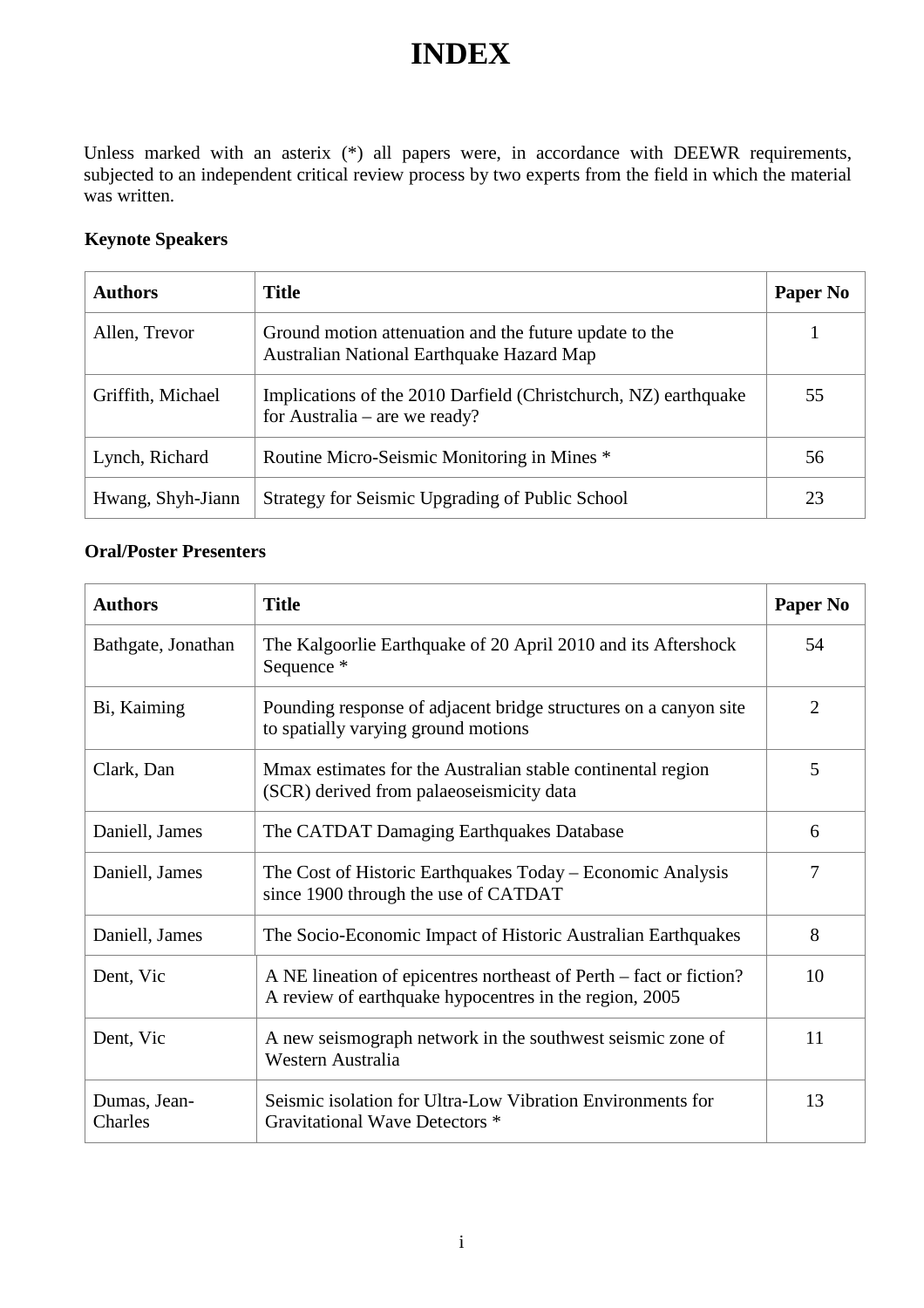# INDEX

Unless marked with an asterix (*) all papers were, in accordance with DEEWR requirements, subjected to an independent critical review process by two experts from the field in which the material was written.

**Keynote Speakers**

| Authors | Title | Paper No |
| --- | --- | --- |
| Allen, Trevor | Ground motion attenuation and the future update to the Australian National Earthquake Hazard Map | 1 |
| Griffith, Michael | Implications of the 2010 Darfield (Christchurch, NZ) earthquake for Australia – are we ready? | 55 |
| Lynch, Richard | Routine Micro-Seismic Monitoring in Mines * | 56 |
| Hwang, Shyh-Jiann | Strategy for Seismic Upgrading of Public School | 23 |

**Oral/Poster Presenters**

| Authors | Title | Paper No |
| --- | --- | --- |
| Bathgate, Jonathan | The Kalgoorlie Earthquake of 20 April 2010 and its Aftershock Sequence * | 54 |
| Bi, Kaiming | Pounding response of adjacent bridge structures on a canyon site to spatially varying ground motions | 2 |
| Clark, Dan | Mmax estimates for the Australian stable continental region (SCR) derived from palaeoseismicity data | 5 |
| Daniell, James | The CATDAT Damaging Earthquakes Database | 6 |
| Daniell, James | The Cost of Historic Earthquakes Today – Economic Analysis since 1900 through the use of CATDAT | 7 |
| Daniell, James | The Socio-Economic Impact of Historic Australian Earthquakes | 8 |
| Dent, Vic | A NE lineation of epicentres northeast of Perth – fact or fiction? A review of earthquake hypocentres in the region, 2005 | 10 |
| Dent, Vic | A new seismograph network in the southwest seismic zone of Western Australia | 11 |
| Dumas, Jean-Charles | Seismic isolation for Ultra-Low Vibration Environments for Gravitational Wave Detectors * | 13 |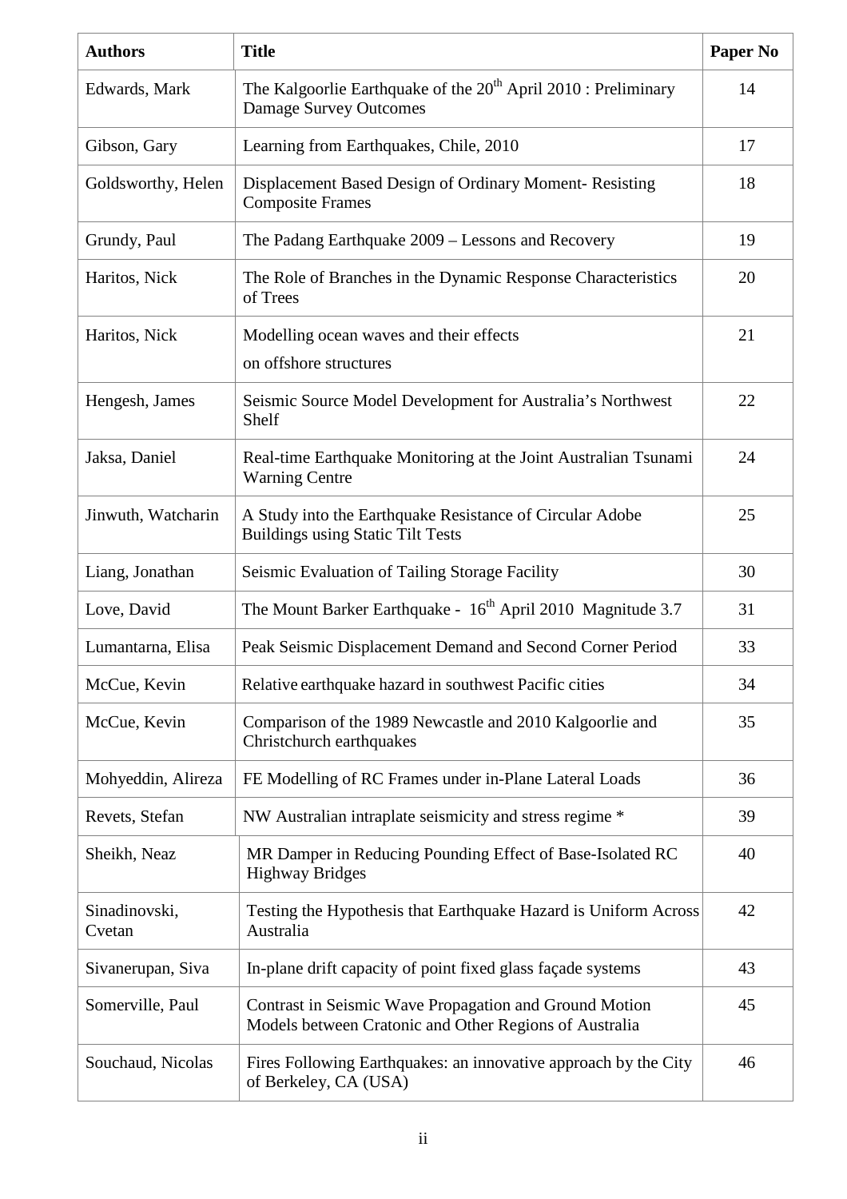| Authors | Title | Paper No |
|---|---|---|
| Edwards, Mark | The Kalgoorlie Earthquake of the 20th April 2010 : Preliminary Damage Survey Outcomes | 14 |
| Gibson, Gary | Learning from Earthquakes, Chile, 2010 | 17 |
| Goldsworthy, Helen | Displacement Based Design of Ordinary Moment- Resisting Composite Frames | 18 |
| Grundy, Paul | The Padang Earthquake 2009 – Lessons and Recovery | 19 |
| Haritos, Nick | The Role of Branches in the Dynamic Response Characteristics of Trees | 20 |
| Haritos, Nick | Modelling ocean waves and their effects on offshore structures | 21 |
| Hengesh, James | Seismic Source Model Development for Australia's Northwest Shelf | 22 |
| Jaksa, Daniel | Real-time Earthquake Monitoring at the Joint Australian Tsunami Warning Centre | 24 |
| Jinwuth, Watcharin | A Study into the Earthquake Resistance of Circular Adobe Buildings using Static Tilt Tests | 25 |
| Liang, Jonathan | Seismic Evaluation of Tailing Storage Facility | 30 |
| Love, David | The Mount Barker Earthquake - 16th April 2010 Magnitude 3.7 | 31 |
| Lumantarna, Elisa | Peak Seismic Displacement Demand and Second Corner Period | 33 |
| McCue, Kevin | Relative earthquake hazard in southwest Pacific cities | 34 |
| McCue, Kevin | Comparison of the 1989 Newcastle and 2010 Kalgoorlie and Christchurch earthquakes | 35 |
| Mohyeddin, Alireza | FE Modelling of RC Frames under in-Plane Lateral Loads | 36 |
| Revets, Stefan | NW Australian intraplate seismicity and stress regime * | 39 |
| Sheikh, Neaz | MR Damper in Reducing Pounding Effect of Base-Isolated RC Highway Bridges | 40 |
| Sinadinovski, Cvetan | Testing the Hypothesis that Earthquake Hazard is Uniform Across Australia | 42 |
| Sivanerupan, Siva | In-plane drift capacity of point fixed glass façade systems | 43 |
| Somerville, Paul | Contrast in Seismic Wave Propagation and Ground Motion Models between Cratonic and Other Regions of Australia | 45 |
| Souchaud, Nicolas | Fires Following Earthquakes: an innovative approach by the City of Berkeley, CA (USA) | 46 |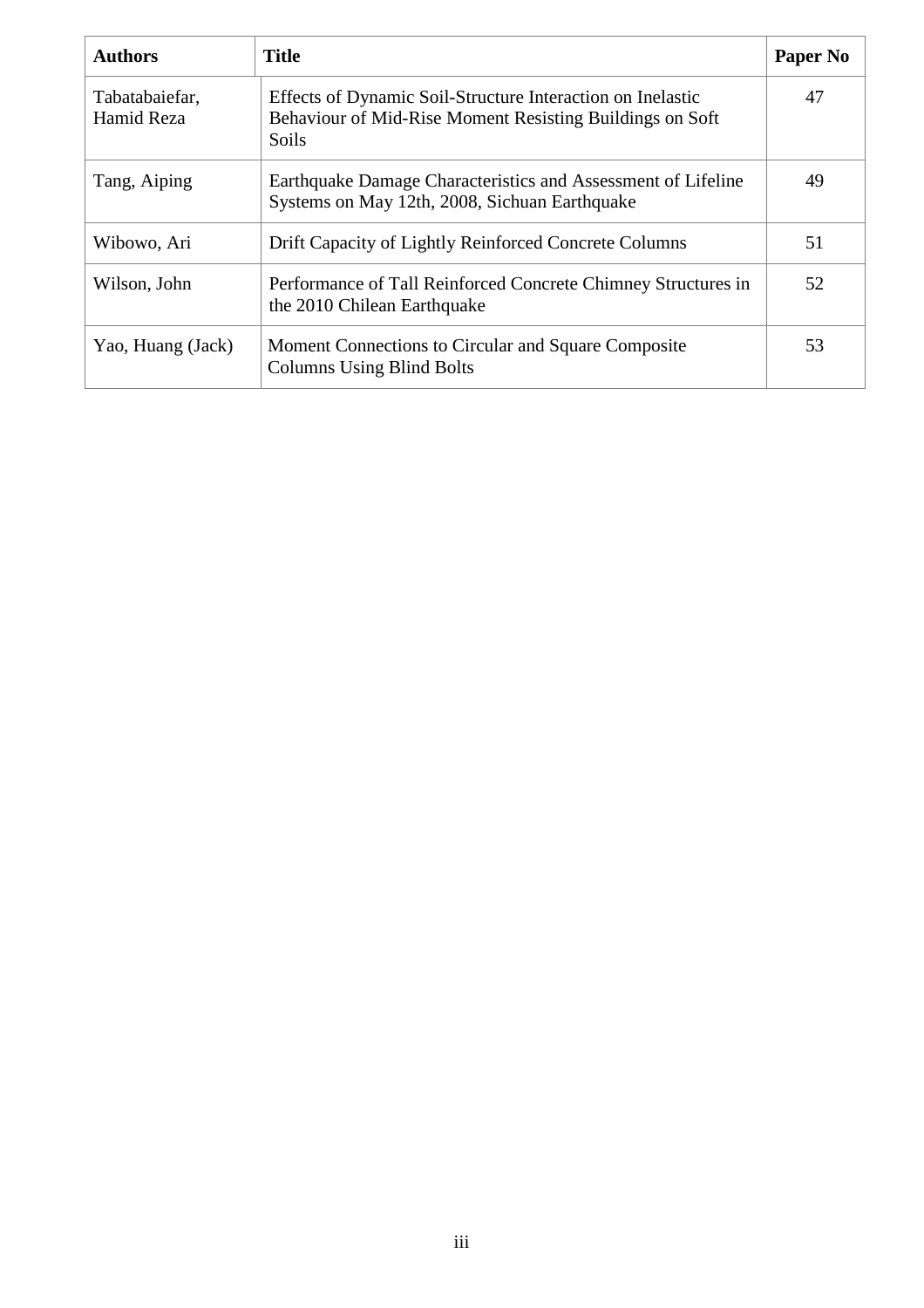| Authors | Title | Paper No |
|---|---|---|
| Tabatabaiefar, Hamid Reza | Effects of Dynamic Soil-Structure Interaction on Inelastic Behaviour of Mid-Rise Moment Resisting Buildings on Soft Soils | 47 |
| Tang, Aiping | Earthquake Damage Characteristics and Assessment of Lifeline Systems on May 12th, 2008, Sichuan Earthquake | 49 |
| Wibowo, Ari | Drift Capacity of Lightly Reinforced Concrete Columns | 51 |
| Wilson, John | Performance of Tall Reinforced Concrete Chimney Structures in the 2010 Chilean Earthquake | 52 |
| Yao, Huang (Jack) | Moment Connections to Circular and Square Composite Columns Using Blind Bolts | 53 |